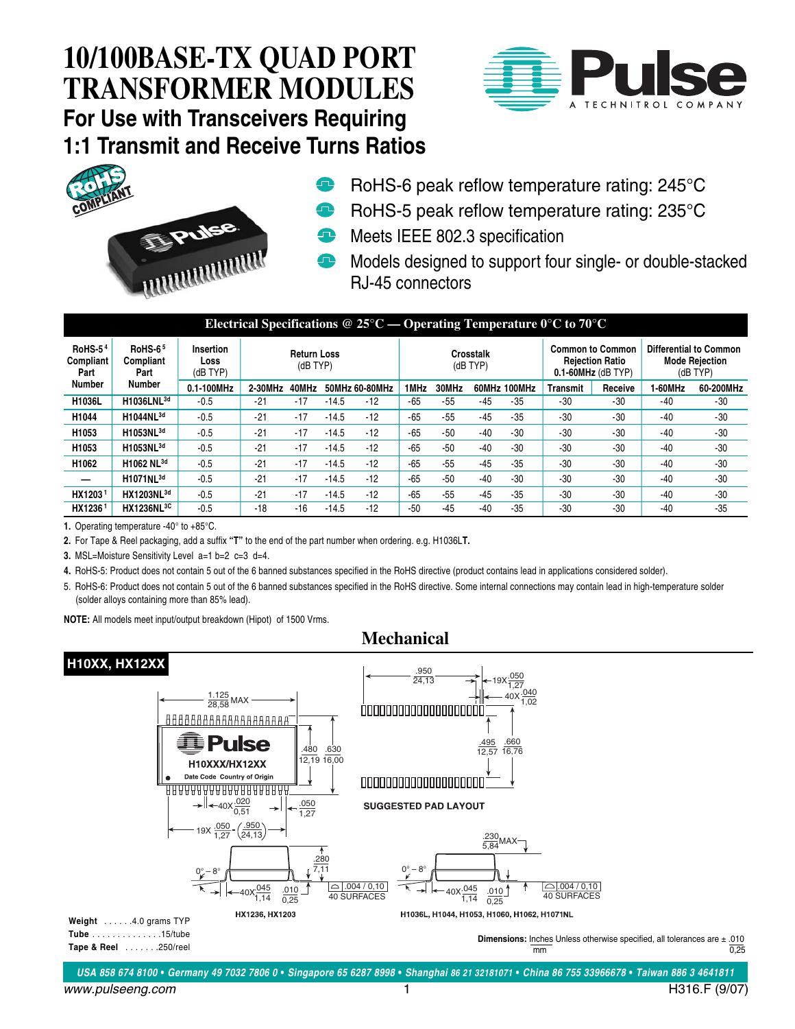# 10/100BASE-TX QUAD PORT TRANSFORMER MODULES

## For Use with Transceivers Requiring 1:1 Transmit and Receive Turns Ratios

- RoHS-6 peak reflow temperature rating: 245°C
- RoHS-5 peak reflow temperature rating: 235°C
- Meets IEEE 802.3 specification
- Models designed to support four single- or double-stacked RJ-45 connectors

### Electrical Specifications @ 25°C — Operating Temperature 0°C to 70°C

| RoHS-5 [4] Compliant Part Number | RoHS-6 [5] Compliant Part Number | Insertion Loss (dB TYP) | Return Loss (dB TYP) | | | | Crosstalk (dB TYP) | | | | Common to Common Rejection Ratio 0.1-60MHz (dB TYP) | | Differential to Common Mode Rejection (dB TYP) | |
|---|---|---|---|---|---|---|---|---|---|---|---|---|---|---|
| | | 0.1-100MHz | 2-30MHz | 40MHz | 50MHz | 60-80MHz | 1MHz | 30MHz | 60MHz | 100MHz | Transmit | Receive | 1-60MHz | 60-200MHz |
| H1036L | H1036LNL[3d] | -0.5 | -21 | -17 | -14.5 | -12 | -65 | -55 | -45 | -35 | -30 | -30 | -40 | -30 |
| H1044 | H1044NL[3d] | -0.5 | -21 | -17 | -14.5 | -12 | -65 | -55 | -45 | -35 | -30 | -30 | -40 | -30 |
| H1053 | H1053NL[3d] | -0.5 | -21 | -17 | -14.5 | -12 | -65 | -50 | -40 | -30 | -30 | -30 | -40 | -30 |
| H1053 | H1053NL[3d] | -0.5 | -21 | -17 | -14.5 | -12 | -65 | -50 | -40 | -30 | -30 | -30 | -40 | -30 |
| H1062 | H1062 NL[3d] | -0.5 | -21 | -17 | -14.5 | -12 | -65 | -55 | -45 | -35 | -30 | -30 | -40 | -30 |
| — | H1071NL[3d] | -0.5 | -21 | -17 | -14.5 | -12 | -65 | -50 | -40 | -30 | -30 | -30 | -40 | -30 |
| HX1203 [1] | HX1203NL[3d] | -0.5 | -21 | -17 | -14.5 | -12 | -65 | -55 | -45 | -35 | -30 | -30 | -40 | -30 |
| HX1236 [1] | HX1236NL[3C] | -0.5 | -18 | -16 | -14.5 | -12 | -50 | -45 | -40 | -35 | -30 | -30 | -40 | -35 |

1. Operating temperature -40° to +85°C.
2. For Tape & Reel packaging, add a suffix **"T"** to the end of the part number when ordering. e.g. H1036L**T.**
3. MSL=Moisture Sensitivity Level a=1 b=2 c=3 d=4.
4. RoHS-5: Product does not contain 5 out of the 6 banned substances specified in the RoHS directive (product contains lead in applications considered solder).
5. RoHS-6: Product does not contain 5 out of the 6 banned substances specified in the RoHS directive. Some internal connections may contain lead in high-temperature solder (solder alloys containing more than 85% lead).

**NOTE:** All models meet input/output breakdown (Hipot) of 1500 Vrms.

## Mechanical

**H10XX, HX12XX**

1.125 / 28,58 MAX
H10XXX/HX12XX
Date Code Country of Origin
.480 / 12,19 .630 / 16,00
40X .020 / 0,51 .050 / 1,27
19X .050 / 1,27 - (.950 / 24,13)

.950 / 24,13 19X .050 / 1,27 40X .040 / 1,02
.495 / 12,57 .660 / 16,76

SUGGESTED PAD LAYOUT

.280 / 7,11 0° – 8° 40X .045 / 1,14 .010 / 0,25 .004 / 0,10 40 SURFACES

HX1236, HX1203

.230 / 5,84 MAX 0° – 8° 40X .045 / 1,14 .010 / 0,25 .004 / 0,10 40 SURFACES

H1036L, H1044, H1053, H1060, H1062, H1071NL

**Weight** . . . . . .4.0 grams TYP
**Tube** . . . . . . . . . . . . . .15/tube
**Tape & Reel** . . . . . . .250/reel

**Dimensions:** Inches / mm Unless otherwise specified, all tolerances are ± .010 / 0,25

USA 858 674 8100 • Germany 49 7032 7806 0 • Singapore 65 6287 8998 • Shanghai 86 21 32181071 • China 86 755 33966678 • Taiwan 886 3 4641811

www.pulseeng.com H316.F (9/07)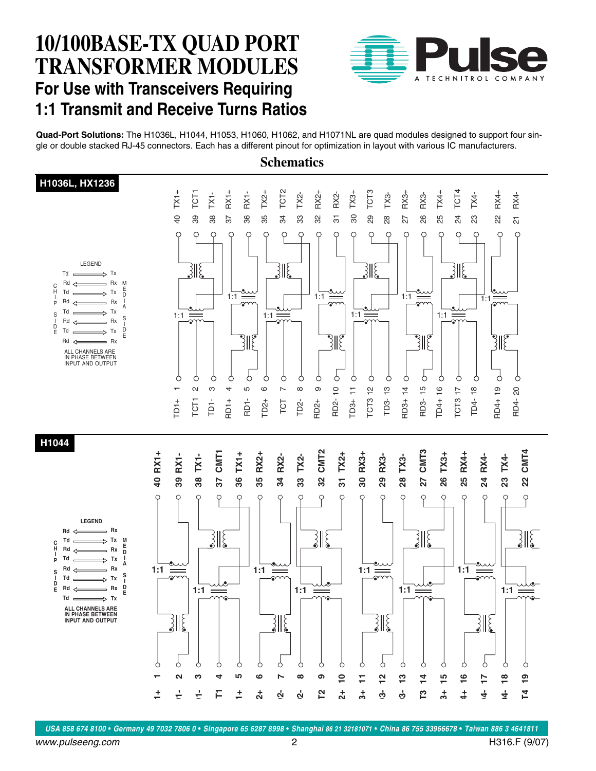# 10/100BASE-TX QUAD PORT TRANSFORMER MODULES

## For Use with Transceivers Requiring 1:1 Transmit and Receive Turns Ratios

**Quad-Port Solutions:** The H1036L, H1044, H1053, H1060, H1062, and H1071NL are quad modules designed to support four single or double stacked RJ-45 connectors. Each has a different pinout for optimization in layout with various IC manufacturers.

## Schematics

### H1036L, HX1236

LEGEND

CHIP SIDE / MEDIA SIDE

| Chip Side | | Media Side |
|---|---|---|
| Td | → | Tx |
| Rd | ← | Rx |
| Td | → | Tx |
| Rd | ← | Rx |
| Td | → | Tx |
| Rd | ← | Rx |
| Td | → | Tx |
| Rd | ← | Rx |

ALL CHANNELS ARE IN PHASE BETWEEN INPUT AND OUTPUT

Media side pins: 40 TX1+, 39 TCT1, 38 TX1-, 37 RX1+, 36 RX1-, 35 TX2+, 34 TCT2, 33 TX2-, 32 RX2+, 31 RX2-, 30 TX3+, 29 TCT3, 28 TX3-, 27 RX3+, 26 RX3-, 25 TX4+, 24 TCT4, 23 TX4-, 22 RX4+, 21 RX4-

Chip side pins: 1 TD1+, 2 TCT1, 3 TD1-, 4 RD1+, 5 RD1-, 6 TD2+, 7 TCT, 8 TD2-, 9 RD2+, 10 RD2-, 11 TD3+, 12 TCT3, 13 TD3-, 14 RD3+, 15 RD3-, 16 TD4+, 17 TCT3, 18 TD4-, 19 RD4+, 20 RD4-

All transformers 1:1.

### H1044

LEGEND

| Chip Side | | Media Side |
|---|---|---|
| Rd | ← | Rx |
| Td | → | Tx |
| Rd | ← | Rx |
| Td | → | Tx |
| Rd | ← | Rx |
| Td | → | Tx |
| Rd | ← | Rx |
| Td | → | Tx |

ALL CHANNELS ARE IN PHASE BETWEEN INPUT AND OUTPUT

Media side pins: 40 RX1+, 39 RX1-, 38 TX1-, 37 CMT1, 36 TX1+, 35 RX2+, 34 RX2-, 33 TX2-, 32 CMT2, 31 TX2+, 30 RX3+, 29 RX3-, 28 TX3-, 27 CMT3, 26 TX3+, 25 RX4+, 24 RX4-, 23 TX4-, 22 CMT4

Chip side pins: 1 1+, 2 1-, 3 1-, 4 T1, 5 1+, 6 2+, 7 2-, 8 2-, 9 T2, 10 2+, 11 3+, 12 3-, 13 3-, 14 T3, 15 3+, 16 4+, 17 4-, 18 4-, 19 T4

All transformers 1:1.

USA 858 674 8100 • Germany 49 7032 7806 0 • Singapore 65 6287 8998 • Shanghai 86 21 32181071 • China 86 755 33966678 • Taiwan 886 3 4641811

www.pulseeng.com

H316.F (9/07)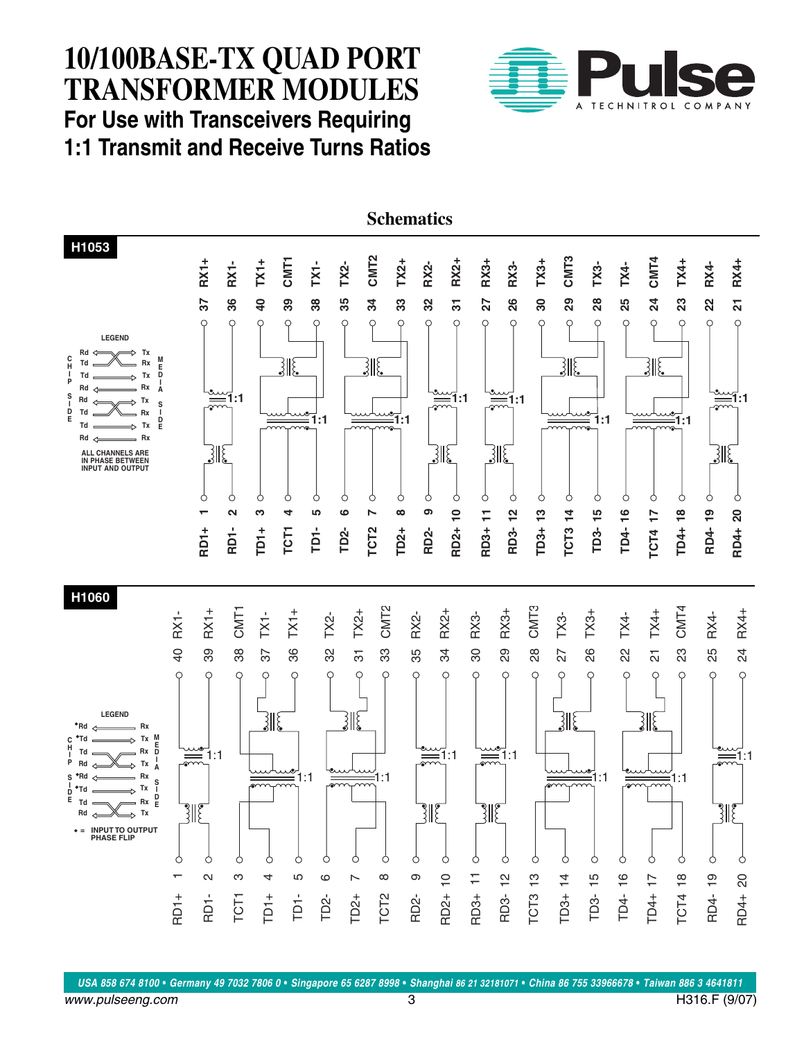# 10/100BASE-TX QUAD PORT TRANSFORMER MODULES

## For Use with Transceivers Requiring 1:1 Transmit and Receive Turns Ratios

### Schematics

**H1053**

LEGEND

CHIP SIDE — MEDIA SIDE

- Rd ← Tx
- Td → Rx
- Td → Tx
- Rd ← Rx
- Rd ← Tx
- Td → Rx
- Td → Tx
- Rd ← Rx

ALL CHANNELS ARE IN PHASE BETWEEN INPUT AND OUTPUT

| Pin | Signal | Ratio | Pin | Signal |
|---|---|---|---|---|
| 37 | RX1+ | 1:1 | 1 | RD1+ |
| 36 | RX1- | | 2 | RD1- |
| 40 | TX1+ | 1:1 | 3 | TD1+ |
| 39 | CMT1 | | 4 | TCT1 |
| 38 | TX1- | | 5 | TD1- |
| 35 | TX2- | 1:1 | 6 | TD2- |
| 34 | CMT2 | | 7 | TCT2 |
| 33 | TX2+ | | 8 | TD2+ |
| 32 | RX2- | 1:1 | 9 | RD2- |
| 31 | RX2+ | | 10 | RD2+ |
| 27 | RX3+ | 1:1 | 11 | RD3+ |
| 26 | RX3- | | 12 | RD3- |
| 30 | TX3+ | 1:1 | 13 | TD3+ |
| 29 | CMT3 | | 14 | TCT3 |
| 28 | TX3- | | 15 | TD3- |
| 25 | TX4- | 1:1 | 16 | TD4- |
| 24 | CMT4 | | 17 | TCT4 |
| 23 | TX4+ | | 18 | TD4+ |
| 22 | RX4- | 1:1 | 19 | RD4- |
| 21 | RX4+ | | 20 | RD4+ |

**H1060**

LEGEND

CHIP SIDE — MEDIA SIDE

- *Rd ← Rx
- *Td → Tx
- Td → Rx
- Rd ← Tx
- *Rd ← Rx
- *Td → Tx
- Td → Rx
- Rd ← Tx

* = INPUT TO OUTPUT PHASE FLIP

| Pin | Signal | Ratio | Pin | Signal |
|---|---|---|---|---|
| 40 | RX1- | 1:1 | 1 | RD1+ |
| 39 | RX1+ | | 2 | RD1- |
| 38 | CMT1 | 1:1 | 3 | TCT1 |
| 37 | TX1- | | 4 | TD1+ |
| 36 | TX1+ | | 5 | TD1- |
| 32 | TX2- | 1:1 | 6 | TD2- |
| 31 | TX2+ | | 7 | TD2+ |
| 33 | CMT2 | | 8 | TCT2 |
| 35 | RX2- | 1:1 | 9 | RD2- |
| 34 | RX2+ | | 10 | RD2+ |
| 30 | RX3- | 1:1 | 11 | RD3+ |
| 29 | RX3+ | | 12 | RD3- |
| 28 | CMT3 | 1:1 | 13 | TCT3 |
| 27 | TX3- | | 14 | TD3+ |
| 26 | TX3+ | | 15 | TD3- |
| 22 | TX4- | 1:1 | 16 | TD4- |
| 21 | TX4+ | | 17 | TD4+ |
| 23 | CMT4 | | 18 | TCT4 |
| 25 | RX4- | 1:1 | 19 | RD4- |
| 24 | RX4+ | | 20 | RD4+ |

USA 858 674 8100 • Germany 49 7032 7806 0 • Singapore 65 6287 8998 • Shanghai 86 21 32181071 • China 86 755 33966678 • Taiwan 886 3 4641811

www.pulseeng.com

H316.F (9/07)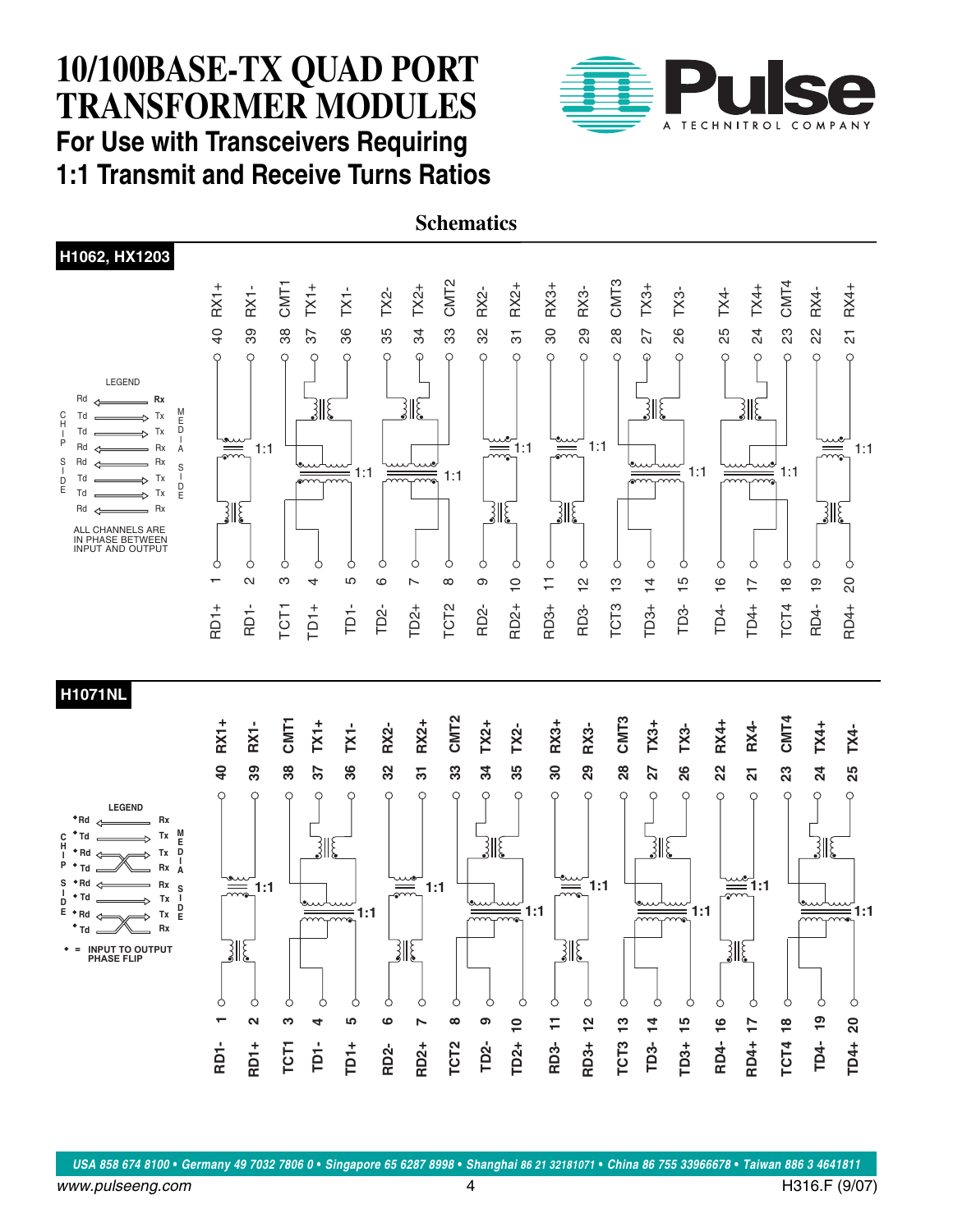# 10/100BASE-TX QUAD PORT TRANSFORMER MODULES

## For Use with Transceivers Requiring 1:1 Transmit and Receive Turns Ratios

### Schematics

**H1062, HX1203**

LEGEND

CHIP SIDE / MEDIA SIDE

| Chip Side | | Media Side |
|---|---|---|
| Rd | ← | Rx |
| Td | → | Tx |
| Td | → | Tx |
| Rd | ← | Rx |
| Rd | ← | Rx |
| Td | → | Tx |
| Td | → | Tx |
| Rd | ← | Rx |

ALL CHANNELS ARE IN PHASE BETWEEN INPUT AND OUTPUT

Media side pins: 40 RX1+, 39 RX1-, 38 CMT1, 37 TX1+, 36 TX1-, 35 TX2-, 34 TX2+, 33 CMT2, 32 RX2-, 31 RX2+, 30 RX3+, 29 RX3-, 28 CMT3, 27 TX3+, 26 TX3-, 25 TX4-, 24 TX4+, 23 CMT4, 22 RX4-, 21 RX4+

Chip side pins: 1 RD1+, 2 RD1-, 3 TCT1, 4 TD1+, 5 TD1-, 6 TD2-, 7 TD2+, 8 TCT2, 9 RD2-, 10 RD2+, 11 RD3+, 12 RD3-, 13 TCT3, 14 TD3+, 15 TD3-, 16 TD4-, 17 TD4+, 18 TCT4, 19 RD4-, 20 RD4+

All transformers 1:1

**H1071NL**

LEGEND

| Chip Side | | Media Side |
|---|---|---|
| •Rd | ← | Rx |
| •Td | → | Tx |
| •Rd | ← (crossed) | Tx |
| •Td | → (crossed) | Rx |
| •Rd | ← | Rx |
| •Td | → | Tx |
| •Rd | ← (crossed) | Tx |
| •Td | → (crossed) | Rx |

• = INPUT TO OUTPUT PHASE FLIP

Media side pins: 40 RX1+, 39 RX1-, 38 CMT1, 37 TX1+, 36 TX1-, 32 RX2-, 31 RX2+, 33 CMT2, 34 TX2+, 35 TX2-, 30 RX3+, 29 RX3-, 28 CMT3, 27 TX3+, 26 TX3-, 22 RX4+, 21 RX4-, 23 CMT4, 24 TX4+, 25 TX4-

Chip side pins: 1 RD1-, 2 RD1+, 3 TCT1, 4 TD1-, 5 TD1+, 6 RD2-, 7 RD2+, 8 TCT2, 9 TD2-, 10 TD2+, 11 RD3-, 12 RD3+, 13 TCT3, 14 TD3-, 15 TD3+, 16 RD4-, 17 RD4+, 18 TCT4, 19 TD4-, 20 TD4+

All transformers 1:1

*USA 858 674 8100 • Germany 49 7032 7806 0 • Singapore 65 6287 8998 • Shanghai 86 21 32181071 • China 86 755 33966678 • Taiwan 886 3 4641811*

www.pulseeng.com

H316.F (9/07)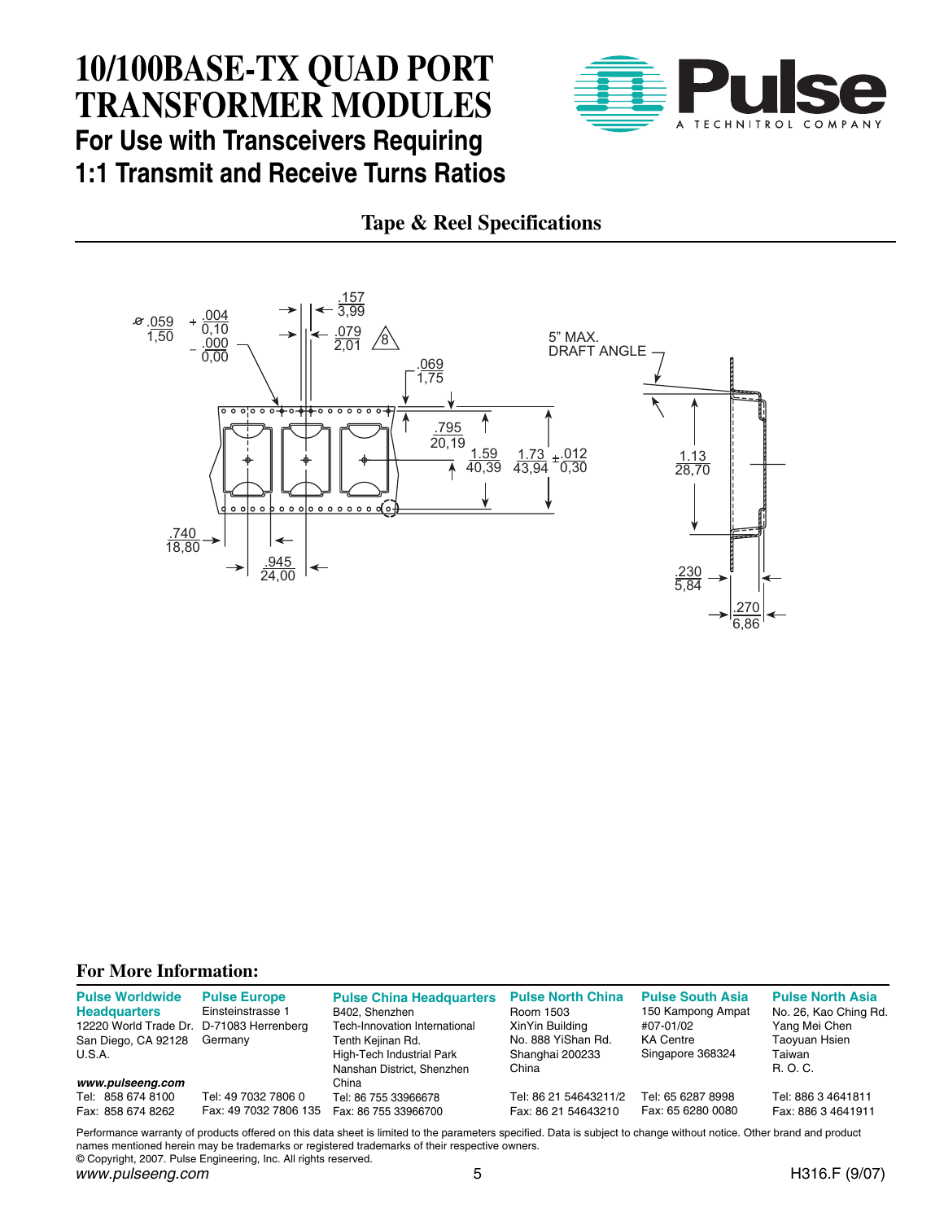# 10/100BASE-TX QUAD PORT TRANSFORMER MODULES

## For Use with Transceivers Requiring 1:1 Transmit and Receive Turns Ratios

## Tape & Reel Specifications

⌀ .059/1,50 +.004/0,10 −.000/0,00

.157/3,99

.079/2,01 8

.069/1,75

.795/20,19

1.59/40,39

1.73/43,94 ±.012/0,30

.740/18,80

.945/24,00

5" MAX. DRAFT ANGLE

1.13/28,70

.230/5,84

.270/6,86

### For More Information:

**Pulse Worldwide Headquarters**
12220 World Trade Dr.
San Diego, CA 92128
U.S.A.

***www.pulseeng.com***
Tel: 858 674 8100
Fax: 858 674 8262

**Pulse Europe**
Einsteinstrasse 1
D-71083 Herrenberg
Germany

Tel: 49 7032 7806 0
Fax: 49 7032 7806 135

**Pulse China Headquarters**
B402, Shenzhen
Tech-Innovation International
Tenth Kejinan Rd.
High-Tech Industrial Park
Nanshan District, Shenzhen
China
Tel: 86 755 33966678
Fax: 86 755 33966700

**Pulse North China**
Room 1503
XinYin Building
No. 888 YiShan Rd.
Shanghai 200233
China

Tel: 86 21 54643211/2
Fax: 86 21 54643210

**Pulse South Asia**
150 Kampong Ampat
#07-01/02
KA Centre
Singapore 368324

Tel: 65 6287 8998
Fax: 65 6280 0080

**Pulse North Asia**
No. 26, Kao Ching Rd.
Yang Mei Chen
Taoyuan Hsien
Taiwan
R. O. C.

Tel: 886 3 4641811
Fax: 886 3 4641911

Performance warranty of products offered on this data sheet is limited to the parameters specified. Data is subject to change without notice. Other brand and product names mentioned herein may be trademarks or registered trademarks of their respective owners.
© Copyright, 2007. Pulse Engineering, Inc. All rights reserved.